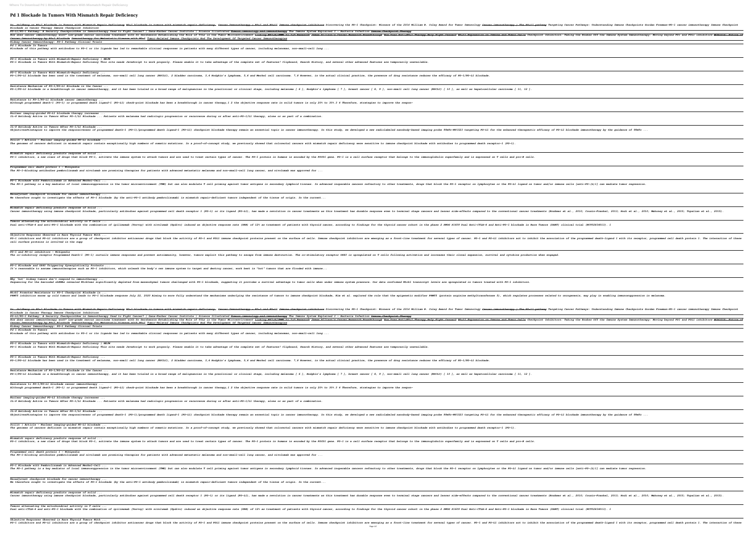# Pd 1 Blockade In Tumors With Mismatch Repair Deficiency

Dr. Goldberg on PD-1 Blockade in Tumors With Mismatch Repair Deficiency PD-1 blockade in tumors with mismatch repair deficiency. Cancer Immunotherapy - PD-1 and PD-L1 Immune checkpoint inhibitors Discovering the PD-1 Checkpoint: Winners of the 2016 William B. Coley Award for Tumor Immunology Cancer immunotherapy | The PD-L1 pathway Targeting Cancer Pathways: Understanding Immune Checkpoints Gordon Freeman-PD-1 cancer immunotherapy Immune Checkpoint Blockade in Cancer Therapy Immune Checkpoint Inhibitors

PD-L1/PD-1 Pathway: A Security CheckpointHow is Immunotherapy Used to Fight Cancer? | Dana-Farber Cancer Institute | Science Illustrated Tumour immunology and immunotherapy The Immune System Explained I – Bacteria Infection Immune Checkpoint Therapy

How does cancer immunotherapy work? Low-grade serous carcinoma treatment with Dr Gershenson Establishing the Role of TILs in the Tumor Microenvironment Linking MYC/MDM2 to IO Research James Allison's Cancer Research Breakthrough How Does Anti-PD-1 Therapy Help Fight Cancer? PD-L1 Expression on Immune and Tumor Cells Checkpoint Inhibitors: Taking the Brakes Off the Immune System Immunotherapy: Moving beyond PD1 and PDL1 inhibitors MCNS116: Future of Cancer Immunotherapy by PD-1 Blockade Immunotherapy for Metastatic Disease with PD-1 Tumor-Related Immune Checkpoints And The Development Of Targeted Cancer Immunotherapies

Kidney Cancer Immunotherapy: PD-1 Pathway Clinical Trials

Pd 1 Blockade In Tumors

Blockade of this pathway with antibodies to PD-1 or its ligands has led to remarkable clinical responses in patients with many different types of cancer, including melanomas, non–small-cell lung ...

PD-1 Blockade in Tumors with Mismatch-Repair Deficiency | NEJM

PD-1 Blockade in Tumors with Mismatch-Repair Deficiency This site needs JavaScript to work properly. Please enable it to take advantage of the complete set of features! Clipboard, Search History, and several other advanced features are temporarily unavailable.

PD-1 Blockade in Tumors with Mismatch-Repair Deficiency ...

PD-1/PD-L1 blockade has been used in the treatment of melanoma, non-small cell lung cancer (NSCLC), 2 bladder carcinoma, 3,4 Hodgkin's lymphoma, 5,6 and Merkel cell carcinoma. 7,8 However, in the actual clinical practice, the presence of drug resistance reduces the efficacy of PD-1/PD-L1 blockade.

Resistance Mechanism of PD-1/PD-L1 Blockade in the Cancer ...

PD-1/PD-L1 blockade is a breakthrough in cancer immunotherapy, and it has been trialed in a broad range of malignancies in the preclinical or clinical stage, including melanoma [ 6 ], Hodgkin's lymphoma [ 7 ], breast cancer [ 8, 9 ], non-small cell lung cancer (NSCLC) [ 10 ], as well as hepatocellular carcinoma [ 11, 12 ].

Resistance to PD-1/PD-L1 blockade cancer immunotherapy ...

Although programmed death-1 (PD-1) or programmed death ligand-1 (PD-L1) check-point blockade has been a breakthrough in cancer therapy,1 2 the objective response rate in solid tumors is only 20% to 30%.3 4 Therefore, strategies to improve the respon-

Nuclear imaging-guided PD-L1 blockade therapy increases ...

IL-8 Antibody Active in Tumors After PD-1/L1 Blockade ... Patients with melanoma had radiologic progression or recurrence during or after anti–PD-1/L1 therapy, alone or as part of a combination.

IL-8 Antibody Active in Tumors After PD-1/L1 Blockade ...

ObjectiveStrategies to improve the responsiveness of programmed death-1 (PD-1)/programmed death ligand-1 (PD-L1) checkpoint blockade therapy remain an essential topic in cancer immunotherapy. In this study, we developed a new radiolabeled nanobody-based imaging probe 99mTc-MY1523 targeting PD-L1 for the enhanced therapeutic efficacy of PD-L1 blockade immunotherapy by the guidance of 99mTc ...

Scilit | Article - Nuclear imaging-guided PD-L1 blockade ...

The genomes of cancers deficient in mismatch repair contain exceptionally high numbers of somatic mutations. In a proof-of-concept study, we previously showed that colorectal cancers with mismatch repair deficiency were sensitive to immune checkpoint blockade with antibodies to programmed death receptor–1 (PD-1).

Mismatch repair deficiency predicts response of solid ...

PD-1 inhibitors, a new class of drugs that block PD-1, activate the immune system to attack tumors and are used to treat certain types of cancer. The PD-1 protein in humans is encoded by the PDCD1 gene. PD-1 is a cell surface receptor that belongs to the immunoglobulin superfamily and is expressed on T cells and pro-B cells.

Programmed cell death protein 1 - Wikipedia

The PD-1–blocking antibodies pembrolizumab and nivolumab are promising therapies for patients with advanced metastatic melanoma and non–small-cell lung cancer, and nivolumab was approved for ...

PD-1 Blockade with Pembrolizumab in Advanced Merkel-Cell ...

The PD-1 pathway is a key mediator of local immunosuppression in the tumor microenvironment (TME) but can also modulate T cell priming against tumor antigens in secondary lymphoid tissues. In advanced inoperable cancers refractory to other treatments, drugs that block the PD-1 receptor on lymphocytes or the PD-L1 ligand on tumor and/or immune cells [anti–PD-(L)1] can mediate tumor regression.

Neoadjuvant checkpoint blockade for cancer immunotherapy ...

We therefore sought to investigate the effects of PD-1 blockade (by the anti–PD-1 antibody pembrolizumab) in mismatch repair–deficient tumors independent of the tissue of origin. In the current...

Mismatch repair deficiency predicts response of solid ...

Cancer immunotherapy using immune checkpoint blockade, particularly antibodies against programmed cell death receptor 1 (PD-1) or its ligand (PD-L1), has made a revolution in cancer treatments as this treatment has durable response even to terminal stage cancers and lesser side-effects compared to the conventional cancer treatments (Brahmer et al., 2010; Cousin-Frankel, 2013; Hodi et al., 2010; Mahoney et al., 2015; Topalian et al., 2015).

Tumors attenuating the mitochondrial activity in T cells ...

Dual anti-CTLA-4 and anti-PD-1 blockade with the combination of ipilimumab (Yervoy) with nivolumab (Opdivo) induced an objective response rate (ORR) of 12% as treatment of patients with thyroid cancer, according to findings for the thyroid cancer cohort in the phase 2 SWOG S1609 Dual Anti-CTLA-4 and Anti-PD-1 blockade in Rare Tumors (DART) clinical trial (NCT02834013). 1

Objective Responses Observed in Rare Thyroid Tumors With ...

PD-1 inhibitors and PD-L1 inhibitors are a group of checkpoint inhibitor anticancer drugs that block the activity of PD-1 and PDL1 immune checkpoint proteins present on the surface of cells. Immune checkpoint inhibitors are emerging as a front-line treatment for several types of cancer. PD-1 and PD-L1 inhibitors act to inhibit the association of the programmed death-ligand 1 with its receptor, programmed cell death protein 1. The interaction of these cell surface proteins is involved in the supp

PD-1 and PD-L1 inhibitors - Wikipedia

The co-inhibitory receptor Programmed Death-1 (PD-1) curtails immune responses and prevent autoimmunity, however, tumors exploit this pathway to escape from immune destruction. The co-stimulatory receptor OX40 is upregulated on T cells following activation and increases their clonal expansion, survival and cytokine production when engaged.

PD-1 Blockade and OX40 Triggering Synergistically Protects ...

It's reasonable to assume immunotherapies such as PD-1 inhibitors, which unleash the body's own immune system to target and destroy cancer, work best in "hot" tumors that are flooded with immune...

Why 'hot' kidney tumors don't respond to immunotherapy ...

Sequencing for the barcoded shRNAs revealed Ntrk1was significantly depleted from mesenchymal tumors challenged with PD-1 blockade, suggesting it provides a survival advantage to tumor cells when under immune system pressure. Our data confirmed Ntrk1 transcript levels are upregulated in tumors treated with PD-1 inhibitors.

Ntrk1 Promotes Resistance to PD-1 Checkpoint Blockade in ...

PRMT5 inhibition warms up cold tumors and leads to PD-1 blockade response July 22, 2020 Aiming to more fully understand the mechanisms underlying the resistance of tumors to immune checkpoint blockade, Kim et al. explored the role that the epigenetic modifier PRMT5 (protein arginine methyltransferase 5), which regulates processes related to oncogenesis, may play in enabling immunosuppression in melanoma.

Dr. Goldberg on PD-1 Blockade in Tumors With Mismatch Repair Deficiency PD-1 blockade in tumors with mismatch repair deficiency. Cancer Immunotherapy - PD-1 and PD-L1 Immune checkpoint inhibitors Discovering the PD-1 Checkpoint: Winners of the 2016 William B. Coley Award for Tumor Immunology Cancer immunotherapy | The PD-L1 pathway Targeting Cancer Pathways: Understanding Immune Checkpoints Gordon Freeman-PD-1 cancer immunotherapy Immune Checkpoint Blockade in Cancer Therapy Immune Checkpoint Inhibitors

PD-L1/PD-1 Pathway: A Security CheckpointHow is Immunotherapy Used to Fight Cancer? | Dana-Farber Cancer Institute | Science Illustrated Tumour immunology and immunotherapy The Immune System Explained I – Bacteria Infection Immune Checkpoint Therapy

How does cancer immunotherapy work? Low-grade serous carcinoma treatment with Dr Gershenson Establishing the Role of TILs in the Tumor Microenvironment Linking MYC/MDM2 to IO Research James Allison's Cancer Research Breakthrough How Does Anti-PD-1 Therapy Help Fight Cancer? PD-L1 Expression on Immune and Tumor Cells Checkpoint Inhibitors: Taking the Brakes Off the Immune System Immunotherapy: Moving beyond PD1 and PDL1 inhibitors MCNS116: Future of Cancer Immunotherapy by PD-1 Blockade Immunotherapy for Metastatic Disease with PD-1 Tumor-Related Immune Checkpoints And The Development Of Targeted Cancer Immunotherapies

Kidney Cancer Immunotherapy: PD-1 Pathway Clinical Trials

Pd 1 Blockade In Tumors

Blockade of this pathway with antibodies to PD-1 or its ligands has led to remarkable clinical responses in patients with many different types of cancer, including melanomas, non–small-cell lung ...

PD-1 Blockade in Tumors with Mismatch-Repair Deficiency | NEJM

PD-1 Blockade in Tumors with Mismatch-Repair Deficiency This site needs JavaScript to work properly. Please enable it to take advantage of the complete set of features! Clipboard, Search History, and several other advanced features are temporarily unavailable.

PD-1 Blockade in Tumors with Mismatch-Repair Deficiency ...

PD-1/PD-L1 blockade has been used in the treatment of melanoma, non-small cell lung cancer (NSCLC), 2 bladder carcinoma, 3,4 Hodgkin's lymphoma, 5,6 and Merkel cell carcinoma. 7,8 However, in the actual clinical practice, the presence of drug resistance reduces the efficacy of PD-1/PD-L1 blockade.

Resistance Mechanism of PD-1/PD-L1 Blockade in the Cancer ...

PD-1/PD-L1 blockade is a breakthrough in cancer immunotherapy, and it has been trialed in a broad range of malignancies in the preclinical or clinical stage, including melanoma [ 6 ], Hodgkin's lymphoma [ 7 ], breast cancer [ 8, 9 ], non-small cell lung cancer (NSCLC) [ 10 ], as well as hepatocellular carcinoma [ 11, 12 ].

Resistance to PD-1/PD-L1 blockade cancer immunotherapy ...

Although programmed death-1 (PD-1) or programmed death ligand-1 (PD-L1) check-point blockade has been a breakthrough in cancer therapy,1 2 the objective response rate in solid tumors is only 20% to 30%.3 4 Therefore, strategies to improve the respon-

Nuclear imaging-guided PD-L1 blockade therapy increases ...

IL-8 Antibody Active in Tumors After PD-1/L1 Blockade ... Patients with melanoma had radiologic progression or recurrence during or after anti–PD-1/L1 therapy, alone or as part of a combination.

IL-8 Antibody Active in Tumors After PD-1/L1 Blockade ...

ObjectiveStrategies to improve the responsiveness of programmed death-1 (PD-1)/programmed death ligand-1 (PD-L1) checkpoint blockade therapy remain an essential topic in cancer immunotherapy. In this study, we developed a new radiolabeled nanobody-based imaging probe 99mTc-MY1523 targeting PD-L1 for the enhanced therapeutic efficacy of PD-L1 blockade immunotherapy by the guidance of 99mTc ...

Scilit | Article - Nuclear imaging-guided PD-L1 blockade ...

The genomes of cancers deficient in mismatch repair contain exceptionally high numbers of somatic mutations. In a proof-of-concept study, we previously showed that colorectal cancers with mismatch repair deficiency were sensitive to immune checkpoint blockade with antibodies to programmed death receptor–1 (PD-1).

Mismatch repair deficiency predicts response of solid ...

PD-1 inhibitors, a new class of drugs that block PD-1, activate the immune system to attack tumors and are used to treat certain types of cancer. The PD-1 protein in humans is encoded by the PDCD1 gene. PD-1 is a cell surface receptor that belongs to the immunoglobulin superfamily and is expressed on T cells and pro-B cells.

Programmed cell death protein 1 - Wikipedia

The PD-1–blocking antibodies pembrolizumab and nivolumab are promising therapies for patients with advanced metastatic melanoma and non–small-cell lung cancer, and nivolumab was approved for ...

PD-1 Blockade with Pembrolizumab in Advanced Merkel-Cell ...

The PD-1 pathway is a key mediator of local immunosuppression in the tumor microenvironment (TME) but can also modulate T cell priming against tumor antigens in secondary lymphoid tissues. In advanced inoperable cancers refractory to other treatments, drugs that block the PD-1 receptor on lymphocytes or the PD-L1 ligand on tumor and/or immune cells [anti–PD-(L)1] can mediate tumor regression.

Neoadjuvant checkpoint blockade for cancer immunotherapy ...

We therefore sought to investigate the effects of PD-1 blockade (by the anti–PD-1 antibody pembrolizumab) in mismatch repair–deficient tumors independent of the tissue of origin. In the current...

Mismatch repair deficiency predicts response of solid ...

Cancer immunotherapy using immune checkpoint blockade, particularly antibodies against programmed cell death receptor 1 (PD-1) or its ligand (PD-L1), has made a revolution in cancer treatments as this treatment has durable response even to terminal stage cancers and lesser side-effects compared to the conventional cancer treatments (Brahmer et al., 2010; Cousin-Frankel, 2013; Hodi et al., 2010; Mahoney et al., 2015; Topalian et al., 2015).

Tumors attenuating the mitochondrial activity in T cells ...

Dual anti-CTLA-4 and anti-PD-1 blockade with the combination of ipilimumab (Yervoy) with nivolumab (Opdivo) induced an objective response rate (ORR) of 12% as treatment of patients with thyroid cancer, according to findings for the thyroid cancer cohort in the phase 2 SWOG S1609 Dual Anti-CTLA-4 and Anti-PD-1 blockade in Rare Tumors (DART) clinical trial (NCT02834013). 1

Objective Responses Observed in Rare Thyroid Tumors With ...

PD-1 inhibitors and PD-L1 inhibitors are a group of checkpoint inhibitor anticancer drugs that block the activity of PD-1 and PDL1 immune checkpoint proteins present on the surface of cells. Immune checkpoint inhibitors are emerging as a front-line treatment for several types of cancer. PD-1 and PD-L1 inhibitors act to inhibit the association of the programmed death-ligand 1 with its receptor, programmed cell death protein 1. The interaction of these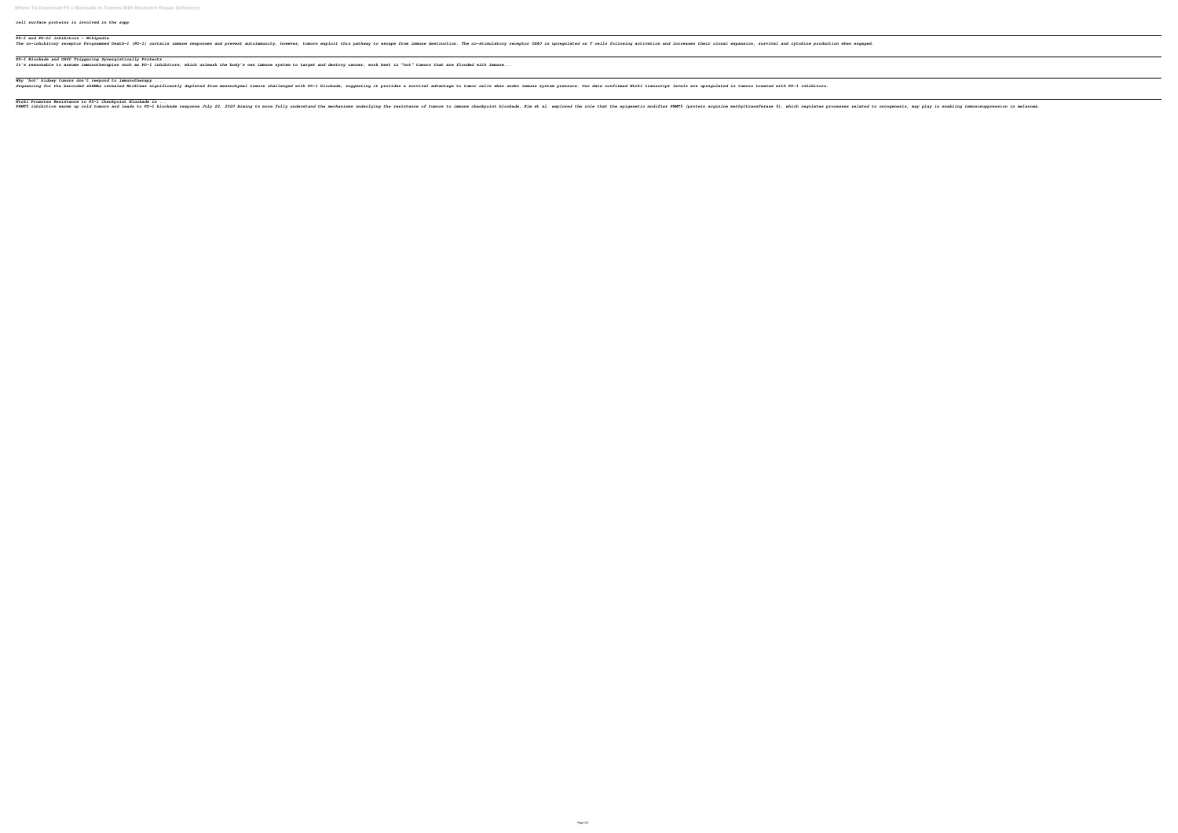*cell surface proteins is involved in the supp*

***PD-1 and PD-L1 inhibitors - Wikipedia***

*The co-inhibitory receptor Programmed Death-1 (PD-1) curtails immune responses and prevent autoimmunity, however, tumors exploit this pathway to escape from immune destruction. The co-stimulatory receptor OX40 is upregulated on T cells following activation and increases their clonal expansion, survival and cytokine production when engaged.*

***PD-1 Blockade and OX40 Triggering Synergistically Protects ...***

*It's reasonable to assume immunotherapies such as PD-1 inhibitors, which unleash the body's own immune system to target and destroy cancer, work best in "hot" tumors that are flooded with immune...*

***Why 'hot' kidney tumors don't respond to immunotherapy ...***

*Sequencing for the barcoded shRNAs revealed Ntrk1was significantly depleted from mesenchymal tumors challenged with PD-1 blockade, suggesting it provides a survival advantage to tumor cells when under immune system pressure. Our data confirmed Ntrk1 transcript levels are upregulated in tumors treated with PD-1 inhibitors.*

***Ntrk1 Promotes Resistance to PD-1 Checkpoint Blockade in ...***

*PRMT5 inhibition warms up cold tumors and leads to PD-1 blockade response July 22, 2020 Aiming to more fully understand the mechanisms underlying the resistance of tumors to immune checkpoint blockade, Kim et al. explored the role that the epigenetic modifier PRMT5 (protein arginine methyltransferase 5), which regulates processes related to oncogenesis, may play in enabling immunosuppression in melanoma.*